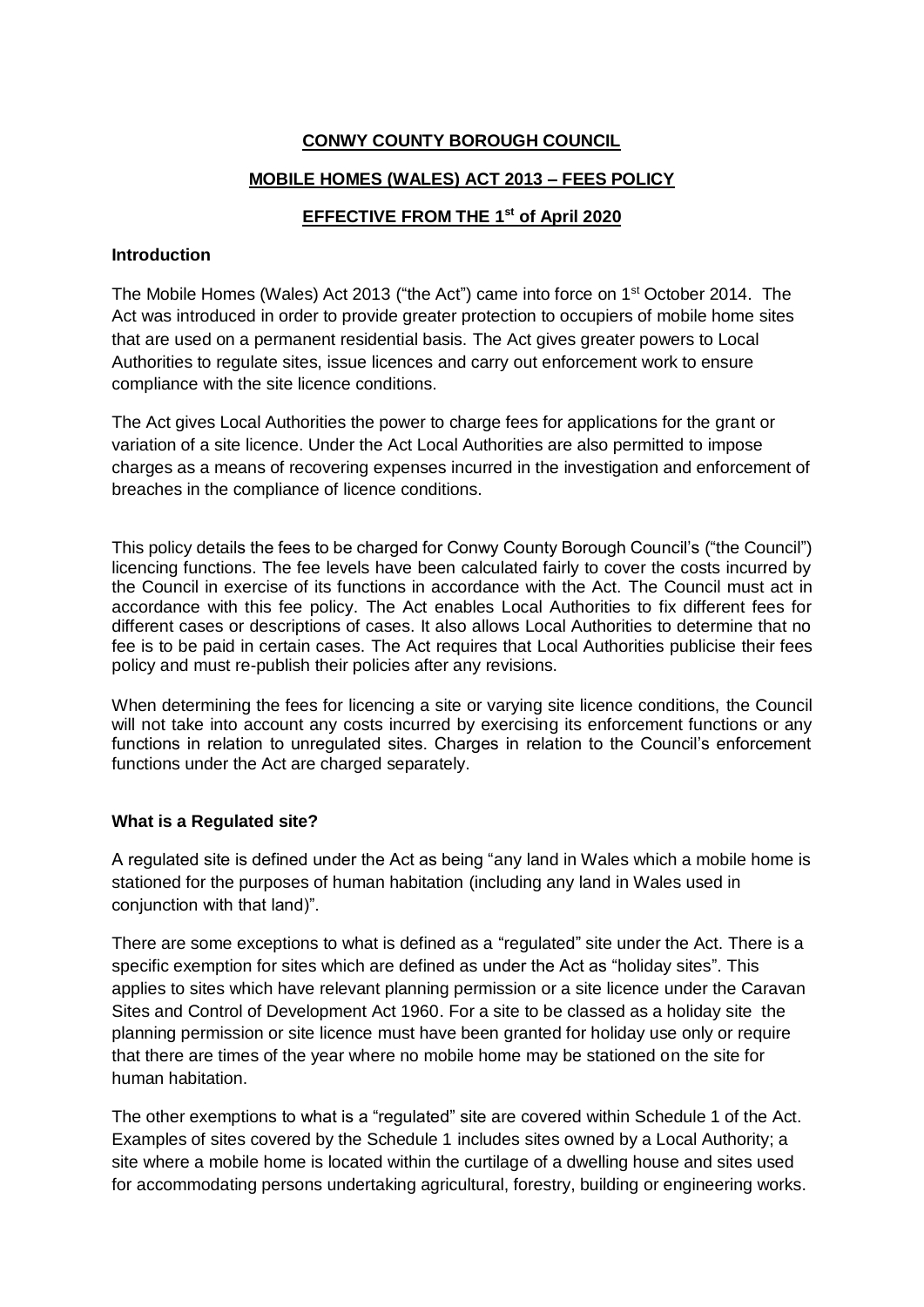**CONWY COUNTY BOROUGH COUNCIL**

**MOBILE HOMES (WALES) ACT 2013 – FEES POLICY**

**EFFECTIVE FROM THE 1st of April 2020**

**Introduction**

The Mobile Homes (Wales) Act 2013 ("the Act") came into force on 1st October 2014. The Act was introduced in order to provide greater protection to occupiers of mobile home sites that are used on a permanent residential basis. The Act gives greater powers to Local Authorities to regulate sites, issue licences and carry out enforcement work to ensure compliance with the site licence conditions.

The Act gives Local Authorities the power to charge fees for applications for the grant or variation of a site licence. Under the Act Local Authorities are also permitted to impose charges as a means of recovering expenses incurred in the investigation and enforcement of breaches in the compliance of licence conditions.

This policy details the fees to be charged for Conwy County Borough Council's ("the Council") licencing functions. The fee levels have been calculated fairly to cover the costs incurred by the Council in exercise of its functions in accordance with the Act. The Council must act in accordance with this fee policy. The Act enables Local Authorities to fix different fees for different cases or descriptions of cases. It also allows Local Authorities to determine that no fee is to be paid in certain cases. The Act requires that Local Authorities publicise their fees policy and must re-publish their policies after any revisions.

When determining the fees for licencing a site or varying site licence conditions, the Council will not take into account any costs incurred by exercising its enforcement functions or any functions in relation to unregulated sites. Charges in relation to the Council's enforcement functions under the Act are charged separately.

**What is a Regulated site?**

A regulated site is defined under the Act as being "any land in Wales which a mobile home is stationed for the purposes of human habitation (including any land in Wales used in conjunction with that land)".

There are some exceptions to what is defined as a "regulated" site under the Act. There is a specific exemption for sites which are defined as under the Act as "holiday sites". This applies to sites which have relevant planning permission or a site licence under the Caravan Sites and Control of Development Act 1960. For a site to be classed as a holiday site the planning permission or site licence must have been granted for holiday use only or require that there are times of the year where no mobile home may be stationed on the site for human habitation.

The other exemptions to what is a "regulated" site are covered within Schedule 1 of the Act. Examples of sites covered by the Schedule 1 includes sites owned by a Local Authority; a site where a mobile home is located within the curtilage of a dwelling house and sites used for accommodating persons undertaking agricultural, forestry, building or engineering works.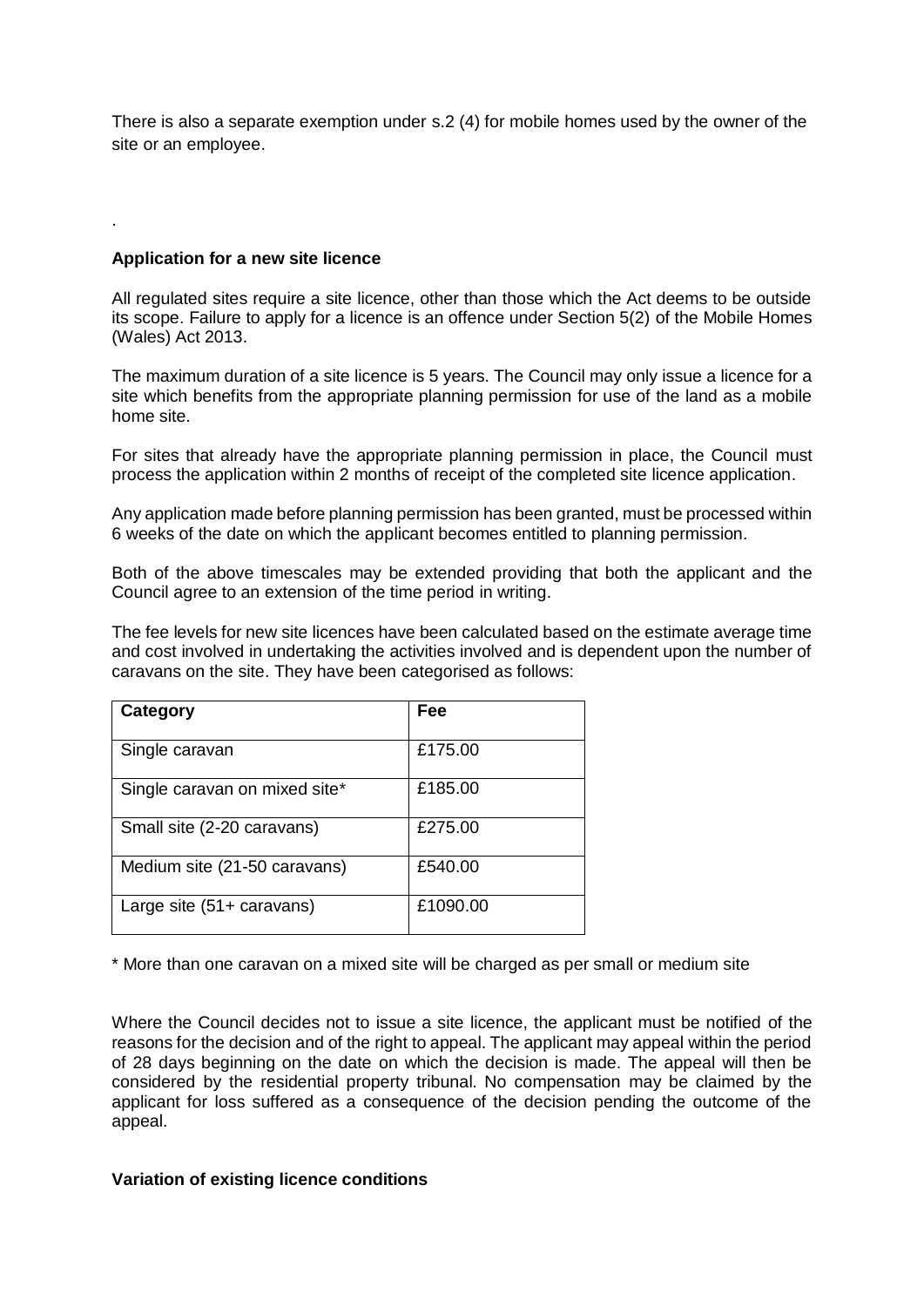There is also a separate exemption under s.2 (4) for mobile homes used by the owner of the site or an employee.

.

**Application for a new site licence**

All regulated sites require a site licence, other than those which the Act deems to be outside its scope. Failure to apply for a licence is an offence under Section 5(2) of the Mobile Homes (Wales) Act 2013.

The maximum duration of a site licence is 5 years. The Council may only issue a licence for a site which benefits from the appropriate planning permission for use of the land as a mobile home site.

For sites that already have the appropriate planning permission in place, the Council must process the application within 2 months of receipt of the completed site licence application.

Any application made before planning permission has been granted, must be processed within 6 weeks of the date on which the applicant becomes entitled to planning permission.

Both of the above timescales may be extended providing that both the applicant and the Council agree to an extension of the time period in writing.

The fee levels for new site licences have been calculated based on the estimate average time and cost involved in undertaking the activities involved and is dependent upon the number of caravans on the site. They have been categorised as follows:

| Category | Fee |
| --- | --- |
| Single caravan | £175.00 |
| Single caravan on mixed site* | £185.00 |
| Small site (2-20 caravans) | £275.00 |
| Medium site (21-50 caravans) | £540.00 |
| Large site (51+ caravans) | £1090.00 |

* More than one caravan on a mixed site will be charged as per small or medium site

Where the Council decides not to issue a site licence, the applicant must be notified of the reasons for the decision and of the right to appeal. The applicant may appeal within the period of 28 days beginning on the date on which the decision is made. The appeal will then be considered by the residential property tribunal. No compensation may be claimed by the applicant for loss suffered as a consequence of the decision pending the outcome of the appeal.

**Variation of existing licence conditions**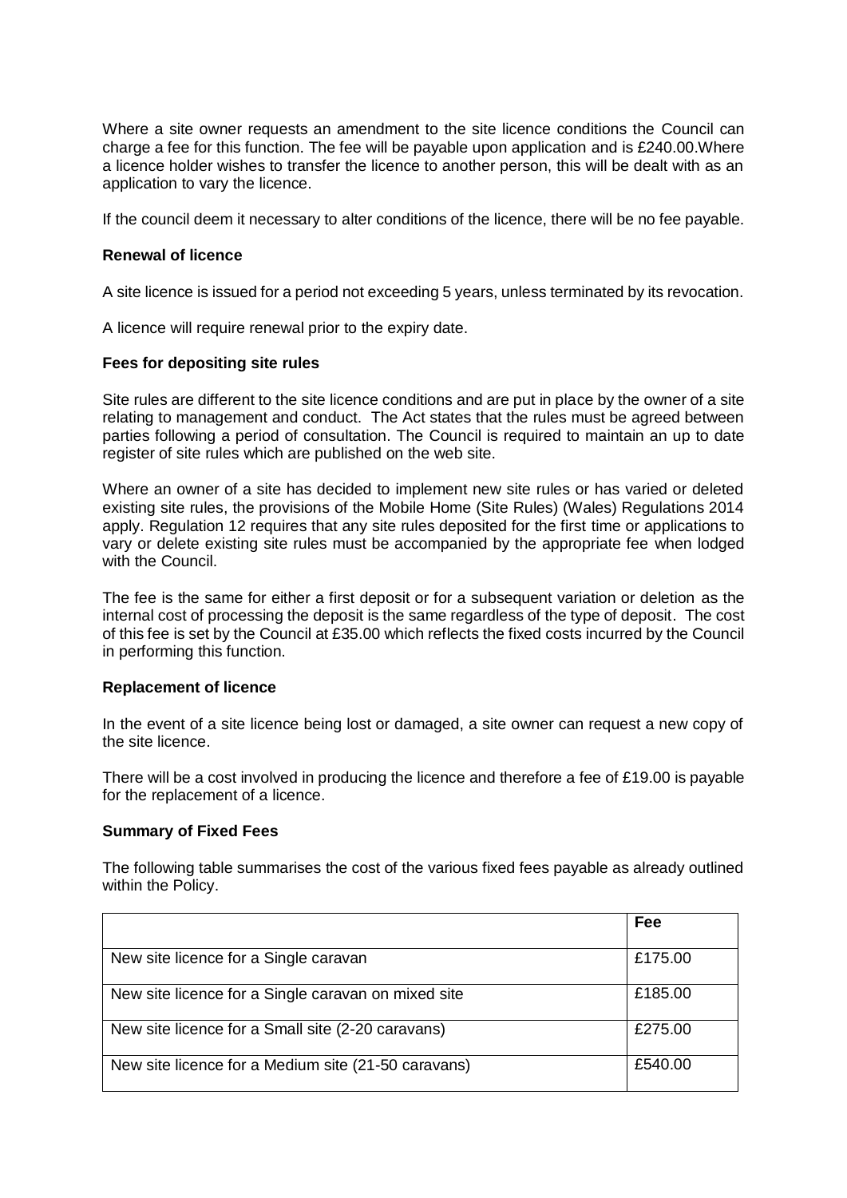Where a site owner requests an amendment to the site licence conditions the Council can charge a fee for this function. The fee will be payable upon application and is £240.00.Where a licence holder wishes to transfer the licence to another person, this will be dealt with as an application to vary the licence.

If the council deem it necessary to alter conditions of the licence, there will be no fee payable.

**Renewal of licence**

A site licence is issued for a period not exceeding 5 years, unless terminated by its revocation.

A licence will require renewal prior to the expiry date.

**Fees for depositing site rules**

Site rules are different to the site licence conditions and are put in place by the owner of a site relating to management and conduct. The Act states that the rules must be agreed between parties following a period of consultation. The Council is required to maintain an up to date register of site rules which are published on the web site.

Where an owner of a site has decided to implement new site rules or has varied or deleted existing site rules, the provisions of the Mobile Home (Site Rules) (Wales) Regulations 2014 apply. Regulation 12 requires that any site rules deposited for the first time or applications to vary or delete existing site rules must be accompanied by the appropriate fee when lodged with the Council.

The fee is the same for either a first deposit or for a subsequent variation or deletion as the internal cost of processing the deposit is the same regardless of the type of deposit. The cost of this fee is set by the Council at £35.00 which reflects the fixed costs incurred by the Council in performing this function.

**Replacement of licence**

In the event of a site licence being lost or damaged, a site owner can request a new copy of the site licence.

There will be a cost involved in producing the licence and therefore a fee of £19.00 is payable for the replacement of a licence.

**Summary of Fixed Fees**

The following table summarises the cost of the various fixed fees payable as already outlined within the Policy.

| | **Fee** |
|---|---|
| New site licence for a Single caravan | £175.00 |
| New site licence for a Single caravan on mixed site | £185.00 |
| New site licence for a Small site (2-20 caravans) | £275.00 |
| New site licence for a Medium site (21-50 caravans) | £540.00 |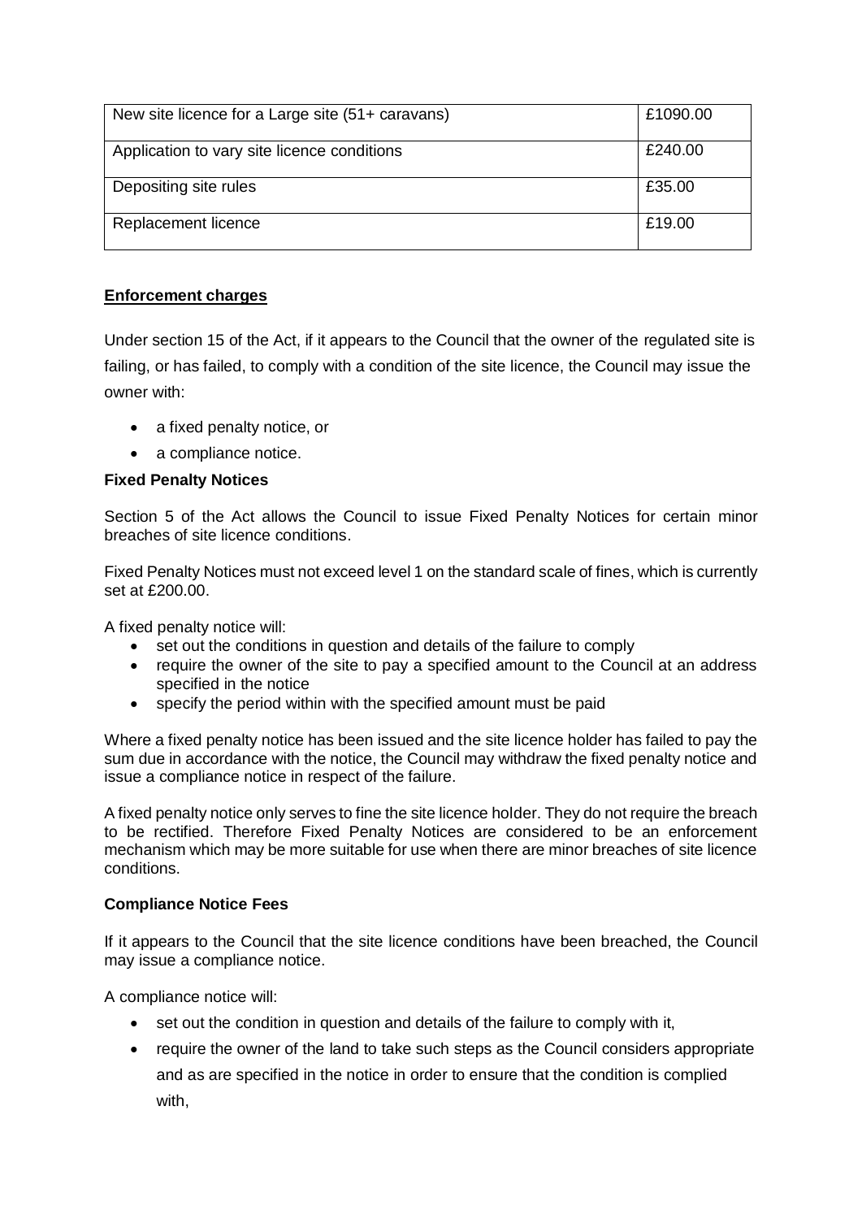| New site licence for a Large site (51+ caravans) | £1090.00 |
|---|---|
| Application to vary site licence conditions | £240.00 |
| Depositing site rules | £35.00 |
| Replacement licence | £19.00 |

## Enforcement charges

Under section 15 of the Act, if it appears to the Council that the owner of the regulated site is failing, or has failed, to comply with a condition of the site licence, the Council may issue the owner with:

- a fixed penalty notice, or
- a compliance notice.

### Fixed Penalty Notices

Section 5 of the Act allows the Council to issue Fixed Penalty Notices for certain minor breaches of site licence conditions.

Fixed Penalty Notices must not exceed level 1 on the standard scale of fines, which is currently set at £200.00.

A fixed penalty notice will:

- set out the conditions in question and details of the failure to comply
- require the owner of the site to pay a specified amount to the Council at an address specified in the notice
- specify the period within with the specified amount must be paid

Where a fixed penalty notice has been issued and the site licence holder has failed to pay the sum due in accordance with the notice, the Council may withdraw the fixed penalty notice and issue a compliance notice in respect of the failure.

A fixed penalty notice only serves to fine the site licence holder. They do not require the breach to be rectified. Therefore Fixed Penalty Notices are considered to be an enforcement mechanism which may be more suitable for use when there are minor breaches of site licence conditions.

### Compliance Notice Fees

If it appears to the Council that the site licence conditions have been breached, the Council may issue a compliance notice.

A compliance notice will:

- set out the condition in question and details of the failure to comply with it,
- require the owner of the land to take such steps as the Council considers appropriate and as are specified in the notice in order to ensure that the condition is complied with,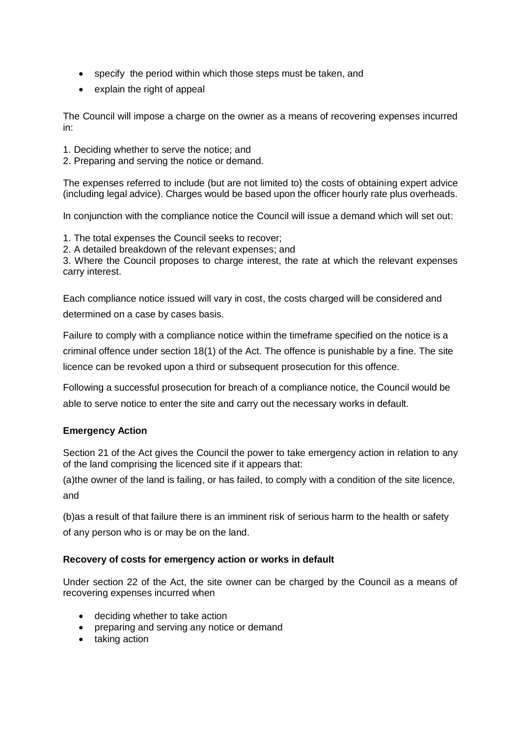- specify the period within which those steps must be taken, and
- explain the right of appeal

The Council will impose a charge on the owner as a means of recovering expenses incurred in:

1. Deciding whether to serve the notice; and
2. Preparing and serving the notice or demand.

The expenses referred to include (but are not limited to) the costs of obtaining expert advice (including legal advice). Charges would be based upon the officer hourly rate plus overheads.

In conjunction with the compliance notice the Council will issue a demand which will set out:

1. The total expenses the Council seeks to recover;
2. A detailed breakdown of the relevant expenses; and
3. Where the Council proposes to charge interest, the rate at which the relevant expenses carry interest.

Each compliance notice issued will vary in cost, the costs charged will be considered and determined on a case by cases basis.

Failure to comply with a compliance notice within the timeframe specified on the notice is a criminal offence under section 18(1) of the Act. The offence is punishable by a fine. The site licence can be revoked upon a third or subsequent prosecution for this offence.

Following a successful prosecution for breach of a compliance notice, the Council would be able to serve notice to enter the site and carry out the necessary works in default.

**Emergency Action**

Section 21 of the Act gives the Council the power to take emergency action in relation to any of the land comprising the licenced site if it appears that:

(a)the owner of the land is failing, or has failed, to comply with a condition of the site licence, and

(b)as a result of that failure there is an imminent risk of serious harm to the health or safety of any person who is or may be on the land.

**Recovery of costs for emergency action or works in default**

Under section 22 of the Act, the site owner can be charged by the Council as a means of recovering expenses incurred when

- deciding whether to take action
- preparing and serving any notice or demand
- taking action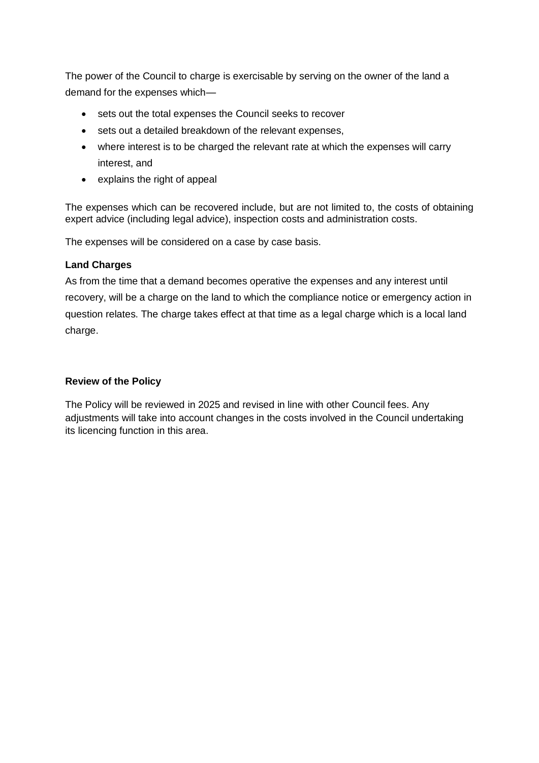The power of the Council to charge is exercisable by serving on the owner of the land a demand for the expenses which—

- sets out the total expenses the Council seeks to recover
- sets out a detailed breakdown of the relevant expenses,
- where interest is to be charged the relevant rate at which the expenses will carry interest, and
- explains the right of appeal

The expenses which can be recovered include, but are not limited to, the costs of obtaining expert advice (including legal advice), inspection costs and administration costs.

The expenses will be considered on a case by case basis.

**Land Charges**

As from the time that a demand becomes operative the expenses and any interest until recovery, will be a charge on the land to which the compliance notice or emergency action in question relates. The charge takes effect at that time as a legal charge which is a local land charge.

**Review of the Policy**

The Policy will be reviewed in 2025 and revised in line with other Council fees. Any adjustments will take into account changes in the costs involved in the Council undertaking its licencing function in this area.